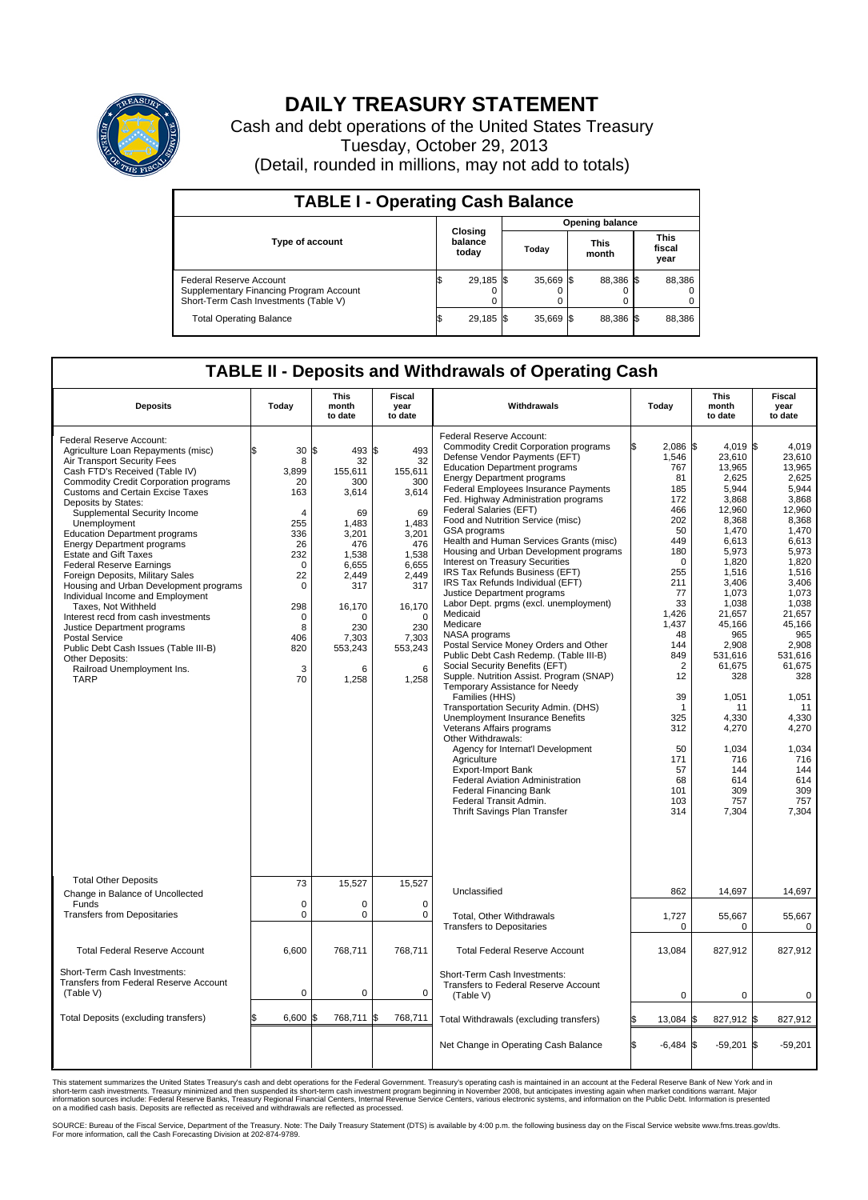# DAILY TREASURY STATEMENT

Cash and debt operations of the United States Treasury

Tuesday, October 29, 2013

(Detail, rounded in millions, may not add to totals)

## TABLE I - Operating Cash Balance

| Type of account | Closing balance today | Opening balance Today | Opening balance This month | Opening balance This fiscal year |
|---|---|---|---|---|
| Federal Reserve Account | $ 29,185 | $ 35,669 | $ 88,386 | $ 88,386 |
| Supplementary Financing Program Account | 0 | 0 | 0 | 0 |
| Short-Term Cash Investments (Table V) | 0 | 0 | 0 | 0 |
| Total Operating Balance | $ 29,185 | $ 35,669 | $ 88,386 | $ 88,386 |

## TABLE II - Deposits and Withdrawals of Operating Cash

| Deposits | Today | This month to date | Fiscal year to date |
|---|---|---|---|
| Federal Reserve Account: | | | |
| Agriculture Loan Repayments (misc) | $ 30 | $ 493 | $ 493 |
| Air Transport Security Fees | 8 | 32 | 32 |
| Cash FTD's Received (Table IV) | 3,899 | 155,611 | 155,611 |
| Commodity Credit Corporation programs | 20 | 300 | 300 |
| Customs and Certain Excise Taxes | 163 | 3,614 | 3,614 |
| Deposits by States: | | | |
| Supplemental Security Income | 4 | 69 | 69 |
| Unemployment | 255 | 1,483 | 1,483 |
| Education Department programs | 336 | 3,201 | 3,201 |
| Energy Department programs | 26 | 476 | 476 |
| Estate and Gift Taxes | 232 | 1,538 | 1,538 |
| Federal Reserve Earnings | 0 | 6,655 | 6,655 |
| Foreign Deposits, Military Sales | 22 | 2,449 | 2,449 |
| Housing and Urban Development programs | 0 | 317 | 317 |
| Individual Income and Employment Taxes, Not Withheld | 298 | 16,170 | 16,170 |
| Interest recd from cash investments | 0 | 0 | 0 |
| Justice Department programs | 8 | 230 | 230 |
| Postal Service | 406 | 7,303 | 7,303 |
| Public Debt Cash Issues (Table III-B) | 820 | 553,243 | 553,243 |
| Other Deposits: | | | |
| Railroad Unemployment Ins. | 3 | 6 | 6 |
| TARP | 70 | 1,258 | 1,258 |
| Total Other Deposits | 73 | 15,527 | 15,527 |
| Change in Balance of Uncollected Funds | 0 | 0 | 0 |
| Transfers from Depositaries | 0 | 0 | 0 |
| Total Federal Reserve Account | 6,600 | 768,711 | 768,711 |
| Short-Term Cash Investments: Transfers from Federal Reserve Account (Table V) | 0 | 0 | 0 |
| Total Deposits (excluding transfers) | $ 6,600 | $ 768,711 | $ 768,711 |

| Withdrawals | Today | This month to date | Fiscal year to date |
|---|---|---|---|
| Federal Reserve Account: | | | |
| Commodity Credit Corporation programs | $ 2,086 | $ 4,019 | $ 4,019 |
| Defense Vendor Payments (EFT) | 1,546 | 23,610 | 23,610 |
| Education Department programs | 767 | 13,965 | 13,965 |
| Energy Department programs | 81 | 2,625 | 2,625 |
| Federal Employees Insurance Payments | 185 | 5,944 | 5,944 |
| Fed. Highway Administration programs | 172 | 3,868 | 3,868 |
| Federal Salaries (EFT) | 466 | 12,960 | 12,960 |
| Food and Nutrition Service (misc) | 202 | 8,368 | 8,368 |
| GSA programs | 50 | 1,470 | 1,470 |
| Health and Human Services Grants (misc) | 449 | 6,613 | 6,613 |
| Housing and Urban Development programs | 180 | 5,973 | 5,973 |
| Interest on Treasury Securities | 0 | 1,820 | 1,820 |
| IRS Tax Refunds Business (EFT) | 255 | 1,516 | 1,516 |
| IRS Tax Refunds Individual (EFT) | 211 | 3,406 | 3,406 |
| Justice Department programs | 77 | 1,073 | 1,073 |
| Labor Dept. prgms (excl. unemployment) | 33 | 1,038 | 1,038 |
| Medicaid | 1,426 | 21,657 | 21,657 |
| Medicare | 1,437 | 45,166 | 45,166 |
| NASA programs | 48 | 965 | 965 |
| Postal Service Money Orders and Other | 144 | 2,908 | 2,908 |
| Public Debt Cash Redemp. (Table III-B) | 849 | 531,616 | 531,616 |
| Social Security Benefits (EFT) | 2 | 61,675 | 61,675 |
| Supple. Nutrition Assist. Program (SNAP) | 12 | 328 | 328 |
| Temporary Assistance for Needy Families (HHS) | 39 | 1,051 | 1,051 |
| Transportation Security Admin. (DHS) | 1 | 11 | 11 |
| Unemployment Insurance Benefits | 325 | 4,330 | 4,330 |
| Veterans Affairs programs | 312 | 4,270 | 4,270 |
| Other Withdrawals: | | | |
| Agency for Internat'l Development | 50 | 1,034 | 1,034 |
| Agriculture | 171 | 716 | 716 |
| Export-Import Bank | 57 | 144 | 144 |
| Federal Aviation Administration | 68 | 614 | 614 |
| Federal Financing Bank | 101 | 309 | 309 |
| Federal Transit Admin. | 103 | 757 | 757 |
| Thrift Savings Plan Transfer | 314 | 7,304 | 7,304 |
| Unclassified | 862 | 14,697 | 14,697 |
| Total, Other Withdrawals | 1,727 | 55,667 | 55,667 |
| Transfers to Depositaries | 0 | 0 | 0 |
| Total Federal Reserve Account | 13,084 | 827,912 | 827,912 |
| Short-Term Cash Investments: Transfers to Federal Reserve Account (Table V) | 0 | 0 | 0 |
| Total Withdrawals (excluding transfers) | $ 13,084 | $ 827,912 | $ 827,912 |
| Net Change in Operating Cash Balance | $ -6,484 | $ -59,201 | $ -59,201 |

This statement summarizes the United States Treasury's cash and debt operations for the Federal Government. Treasury's operating cash is maintained in an account at the Federal Reserve Bank of New York and in short-term cash investments. Treasury minimized and then suspended its short-term cash investment program beginning in November 2008, but anticipates investing again when market conditions warrant. Major information sources include: Federal Reserve Banks, Treasury Regional Financial Centers, Internal Revenue Service Centers, various electronic systems, and information on the Public Debt. Information is presented on a modified cash basis. Deposits are reflected as received and withdrawals are reflected as processed.

SOURCE: Bureau of the Fiscal Service, Department of the Treasury. Note: The Daily Treasury Statement (DTS) is available by 4:00 p.m. the following business day on the Fiscal Service website www.fms.treas.gov/dts. For more information, call the Cash Forecasting Division at 202-874-9789.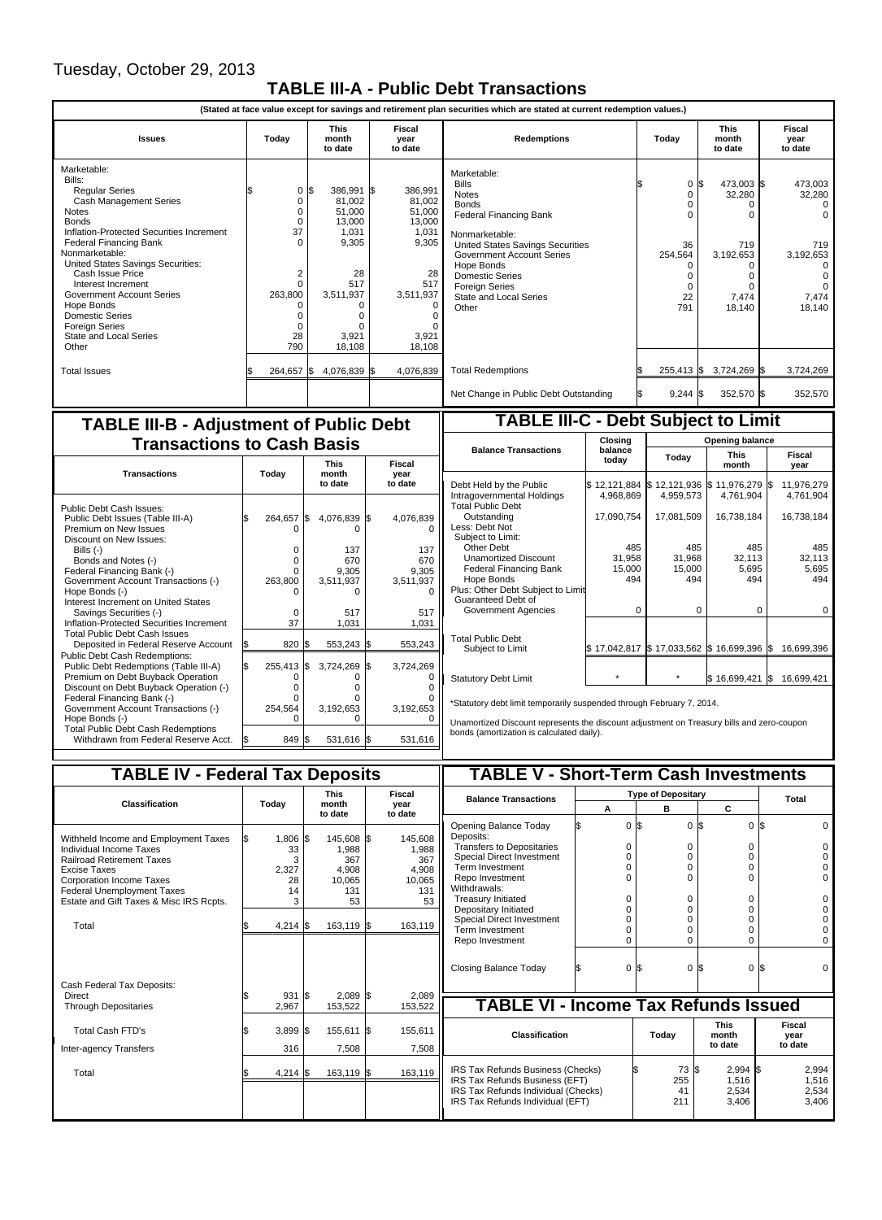Tuesday, October 29, 2013

# TABLE III-A - Public Debt Transactions

(Stated at face value except for savings and retirement plan securities which are stated at current redemption values.)

| Issues | Today | This month to date | Fiscal year to date | Redemptions | Today | This month to date | Fiscal year to date |
|---|---|---|---|---|---|---|---|
| Marketable: | | | | Marketable: | | | |
| Bills: | | | | Bills | $ 0 | $ 473,003 | $ 473,003 |
| Regular Series | $ 0 | $ 386,991 | $ 386,991 | Notes | 0 | 32,280 | 32,280 |
| Cash Management Series | 0 | 81,002 | 81,002 | Bonds | 0 | 0 | 0 |
| Notes | 0 | 51,000 | 51,000 | Federal Financing Bank | 0 | 0 | 0 |
| Bonds | 0 | 13,000 | 13,000 | | | | |
| Inflation-Protected Securities Increment | 37 | 1,031 | 1,031 | Nonmarketable: | | | |
| Federal Financing Bank | 0 | 9,305 | 9,305 | United States Savings Securities | 36 | 719 | 719 |
| Nonmarketable: | | | | Government Account Series | 254,564 | 3,192,653 | 3,192,653 |
| United States Savings Securities: | | | | Hope Bonds | 0 | 0 | 0 |
| Cash Issue Price | 2 | 28 | 28 | Domestic Series | 0 | 0 | 0 |
| Interest Increment | 0 | 517 | 517 | Foreign Series | 0 | 0 | 0 |
| Government Account Series | 263,800 | 3,511,937 | 3,511,937 | State and Local Series | 22 | 7,474 | 7,474 |
| Hope Bonds | 0 | 0 | 0 | Other | 791 | 18,140 | 18,140 |
| Domestic Series | 0 | 0 | 0 | | | | |
| Foreign Series | 0 | 0 | 0 | | | | |
| State and Local Series | 28 | 3,921 | 3,921 | | | | |
| Other | 790 | 18,108 | 18,108 | | | | |
| Total Issues | $ 264,657 | $ 4,076,839 | $ 4,076,839 | Total Redemptions | $ 255,413 | $ 3,724,269 | $ 3,724,269 |
| | | | | Net Change in Public Debt Outstanding | $ 9,244 | $ 352,570 | $ 352,570 |

# TABLE III-B - Adjustment of Public Debt Transactions to Cash Basis

| Transactions | Today | This month to date | Fiscal year to date |
|---|---|---|---|
| Public Debt Cash Issues: | | | |
| Public Debt Issues (Table III-A) | $ 264,657 | $ 4,076,839 | $ 4,076,839 |
| Premium on New Issues | 0 | 0 | 0 |
| Discount on New Issues: | | | |
| Bills (-) | 0 | 137 | 137 |
| Bonds and Notes (-) | 0 | 670 | 670 |
| Federal Financing Bank (-) | 0 | 9,305 | 9,305 |
| Government Account Transactions (-) | 263,800 | 3,511,937 | 3,511,937 |
| Hope Bonds (-) | 0 | 0 | 0 |
| Interest Increment on United States Savings Securities (-) | 0 | 517 | 517 |
| Inflation-Protected Securities Increment | 37 | 1,031 | 1,031 |
| Total Public Debt Cash Issues Deposited in Federal Reserve Account | $ 820 | $ 553,243 | $ 553,243 |
| Public Debt Cash Redemptions: | | | |
| Public Debt Redemptions (Table III-A) | $ 255,413 | $ 3,724,269 | $ 3,724,269 |
| Premium on Debt Buyback Operation | 0 | 0 | 0 |
| Discount on Debt Buyback Operation (-) | 0 | 0 | 0 |
| Federal Financing Bank (-) | 0 | 0 | 0 |
| Government Account Transactions (-) | 254,564 | 3,192,653 | 3,192,653 |
| Hope Bonds (-) | 0 | 0 | 0 |
| Total Public Debt Cash Redemptions Withdrawn from Federal Reserve Acct. | $ 849 | $ 531,616 | $ 531,616 |

# TABLE III-C - Debt Subject to Limit

| Balance Transactions | Closing balance today | Opening balance Today | Opening balance This month | Opening balance Fiscal year |
|---|---|---|---|---|
| Debt Held by the Public | $ 12,121,884 | $ 12,121,936 | $ 11,976,279 | $ 11,976,279 |
| Intragovernmental Holdings | 4,968,869 | 4,959,573 | 4,761,904 | 4,761,904 |
| Total Public Debt Outstanding | 17,090,754 | 17,081,509 | 16,738,184 | 16,738,184 |
| Less: Debt Not Subject to Limit: | | | | |
| Other Debt | 485 | 485 | 485 | 485 |
| Unamortized Discount | 31,958 | 31,968 | 32,113 | 32,113 |
| Federal Financing Bank | 15,000 | 15,000 | 5,695 | 5,695 |
| Hope Bonds | 494 | 494 | 494 | 494 |
| Plus: Other Debt Subject to Limit | | | | |
| Guaranteed Debt of Government Agencies | 0 | 0 | 0 | 0 |
| Total Public Debt Subject to Limit | $ 17,042,817 | $ 17,033,562 | $ 16,699,396 | $ 16,699,396 |
| Statutory Debt Limit | * | * | $ 16,699,421 | $ 16,699,421 |

*Statutory debt limit temporarily suspended through February 7, 2014.

Unamortized Discount represents the discount adjustment on Treasury bills and zero-coupon bonds (amortization is calculated daily).

# TABLE IV - Federal Tax Deposits

| Classification | Today | This month to date | Fiscal year to date |
|---|---|---|---|
| Withheld Income and Employment Taxes | $ 1,806 | $ 145,608 | $ 145,608 |
| Individual Income Taxes | 33 | 1,988 | 1,988 |
| Railroad Retirement Taxes | 3 | 367 | 367 |
| Excise Taxes | 2,327 | 4,908 | 4,908 |
| Corporation Income Taxes | 28 | 10,065 | 10,065 |
| Federal Unemployment Taxes | 14 | 131 | 131 |
| Estate and Gift Taxes & Misc IRS Rcpts. | 3 | 53 | 53 |
| Total | $ 4,214 | $ 163,119 | $ 163,119 |
| Cash Federal Tax Deposits: | | | |
| Direct | $ 931 | $ 2,089 | $ 2,089 |
| Through Depositaries | 2,967 | 153,522 | 153,522 |
| Total Cash FTD's | $ 3,899 | $ 155,611 | $ 155,611 |
| Inter-agency Transfers | 316 | 7,508 | 7,508 |
| Total | $ 4,214 | $ 163,119 | $ 163,119 |

# TABLE V - Short-Term Cash Investments

| Balance Transactions | Type of Depositary A | Type of Depositary B | Type of Depositary C | Total |
|---|---|---|---|---|
| Opening Balance Today | $ 0 | $ 0 | $ 0 | $ 0 |
| Deposits: | | | | |
| Transfers to Depositaries | 0 | 0 | 0 | 0 |
| Special Direct Investment | 0 | 0 | 0 | 0 |
| Term Investment | 0 | 0 | 0 | 0 |
| Repo Investment | 0 | 0 | 0 | 0 |
| Withdrawals: | | | | |
| Treasury Initiated | 0 | 0 | 0 | 0 |
| Depositary Initiated | 0 | 0 | 0 | 0 |
| Special Direct Investment | 0 | 0 | 0 | 0 |
| Term Investment | 0 | 0 | 0 | 0 |
| Repo Investment | 0 | 0 | 0 | 0 |
| Closing Balance Today | $ 0 | $ 0 | $ 0 | $ 0 |

# TABLE VI - Income Tax Refunds Issued

| Classification | Today | This month to date | Fiscal year to date |
|---|---|---|---|
| IRS Tax Refunds Business (Checks) | $ 73 | $ 2,994 | $ 2,994 |
| IRS Tax Refunds Business (EFT) | 255 | 1,516 | 1,516 |
| IRS Tax Refunds Individual (Checks) | 41 | 2,534 | 2,534 |
| IRS Tax Refunds Individual (EFT) | 211 | 3,406 | 3,406 |